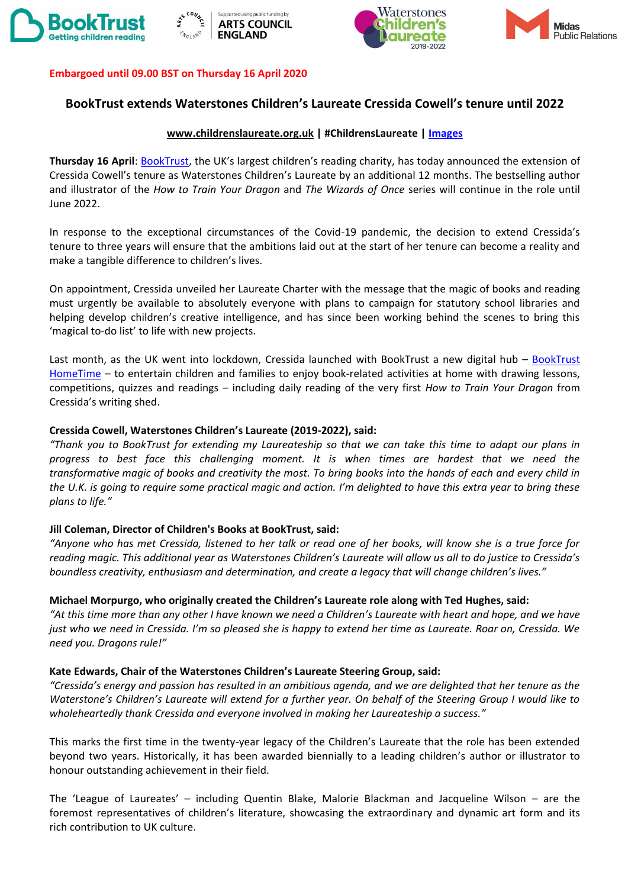**Embargoed until 09.00 BST on Thursday 16 April 2020**

## BookTrust extends Waterstones Children's Laureate Cressida Cowell's tenure until 2022

**www.childrenslaureate.org.uk | #ChildrensLaureate | Images**

**Thursday 16 April**: BookTrust, the UK's largest children's reading charity, has today announced the extension of Cressida Cowell's tenure as Waterstones Children's Laureate by an additional 12 months. The bestselling author and illustrator of the *How to Train Your Dragon* and *The Wizards of Once* series will continue in the role until June 2022.

In response to the exceptional circumstances of the Covid-19 pandemic, the decision to extend Cressida's tenure to three years will ensure that the ambitions laid out at the start of her tenure can become a reality and make a tangible difference to children's lives.

On appointment, Cressida unveiled her Laureate Charter with the message that the magic of books and reading must urgently be available to absolutely everyone with plans to campaign for statutory school libraries and helping develop children's creative intelligence, and has since been working behind the scenes to bring this 'magical to-do list' to life with new projects.

Last month, as the UK went into lockdown, Cressida launched with BookTrust a new digital hub – BookTrust HomeTime – to entertain children and families to enjoy book-related activities at home with drawing lessons, competitions, quizzes and readings – including daily reading of the very first *How to Train Your Dragon* from Cressida's writing shed.

**Cressida Cowell, Waterstones Children's Laureate (2019-2022), said:**
*"Thank you to BookTrust for extending my Laureateship so that we can take this time to adapt our plans in progress to best face this challenging moment. It is when times are hardest that we need the transformative magic of books and creativity the most. To bring books into the hands of each and every child in the U.K. is going to require some practical magic and action. I'm delighted to have this extra year to bring these plans to life."*

**Jill Coleman, Director of Children's Books at BookTrust, said:**
*"Anyone who has met Cressida, listened to her talk or read one of her books, will know she is a true force for reading magic. This additional year as Waterstones Children's Laureate will allow us all to do justice to Cressida's boundless creativity, enthusiasm and determination, and create a legacy that will change children's lives."*

**Michael Morpurgo, who originally created the Children's Laureate role along with Ted Hughes, said:**
*"At this time more than any other I have known we need a Children's Laureate with heart and hope, and we have just who we need in Cressida. I'm so pleased she is happy to extend her time as Laureate. Roar on, Cressida. We need you. Dragons rule!"*

**Kate Edwards, Chair of the Waterstones Children's Laureate Steering Group, said:**
*"Cressida's energy and passion has resulted in an ambitious agenda, and we are delighted that her tenure as the Waterstone's Children's Laureate will extend for a further year. On behalf of the Steering Group I would like to wholeheartedly thank Cressida and everyone involved in making her Laureateship a success."*

This marks the first time in the twenty-year legacy of the Children's Laureate that the role has been extended beyond two years. Historically, it has been awarded biennially to a leading children's author or illustrator to honour outstanding achievement in their field.

The 'League of Laureates' – including Quentin Blake, Malorie Blackman and Jacqueline Wilson – are the foremost representatives of children's literature, showcasing the extraordinary and dynamic art form and its rich contribution to UK culture.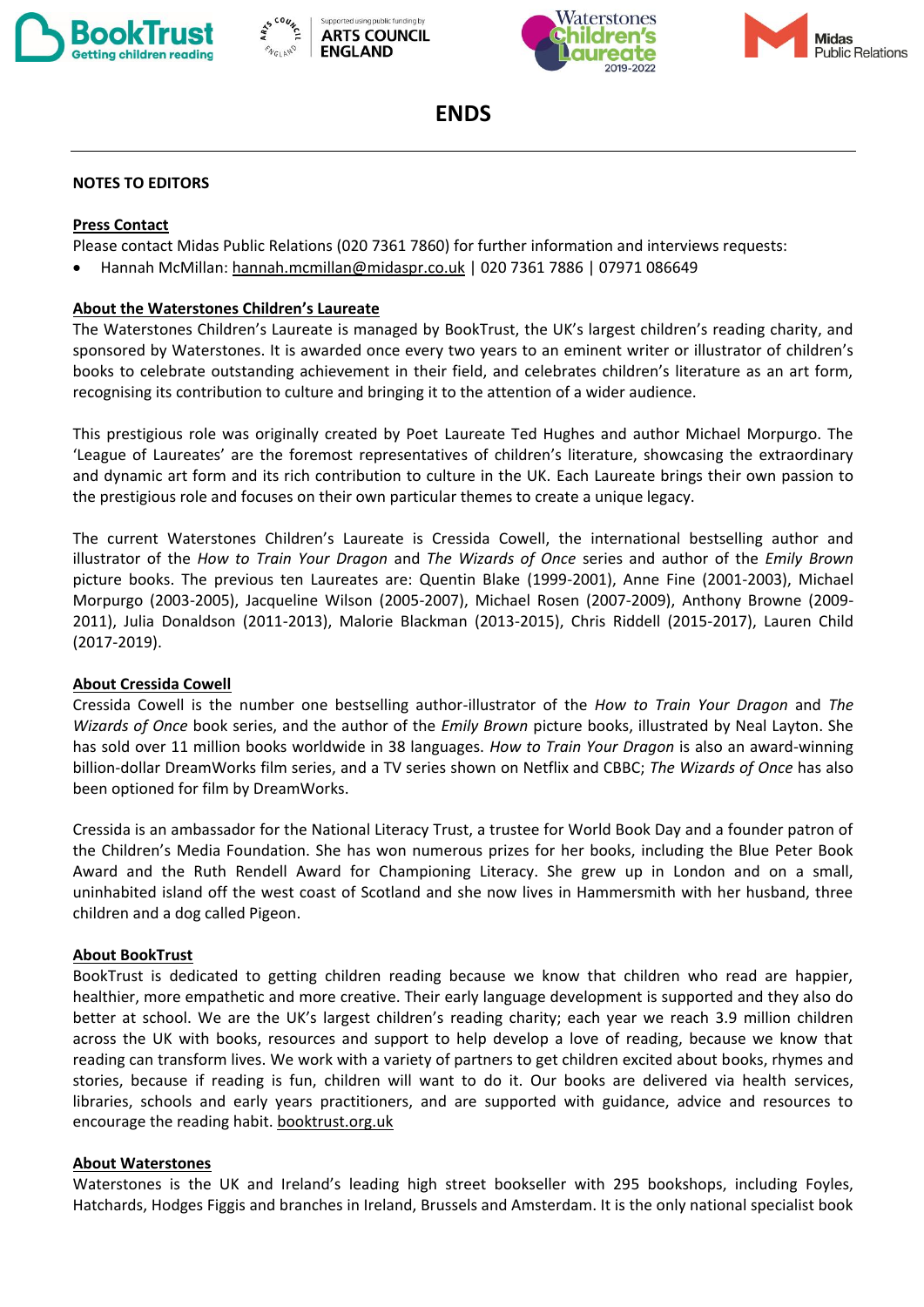# ENDS

---

**NOTES TO EDITORS**

**Press Contact**

Please contact Midas Public Relations (020 7361 7860) for further information and interviews requests:

- Hannah McMillan: hannah.mcmillan@midaspr.co.uk | 020 7361 7886 | 07971 086649

**About the Waterstones Children's Laureate**

The Waterstones Children's Laureate is managed by BookTrust, the UK's largest children's reading charity, and sponsored by Waterstones. It is awarded once every two years to an eminent writer or illustrator of children's books to celebrate outstanding achievement in their field, and celebrates children's literature as an art form, recognising its contribution to culture and bringing it to the attention of a wider audience.

This prestigious role was originally created by Poet Laureate Ted Hughes and author Michael Morpurgo. The 'League of Laureates' are the foremost representatives of children's literature, showcasing the extraordinary and dynamic art form and its rich contribution to culture in the UK. Each Laureate brings their own passion to the prestigious role and focuses on their own particular themes to create a unique legacy.

The current Waterstones Children's Laureate is Cressida Cowell, the international bestselling author and illustrator of the *How to Train Your Dragon* and *The Wizards of Once* series and author of the *Emily Brown* picture books. The previous ten Laureates are: Quentin Blake (1999-2001), Anne Fine (2001-2003), Michael Morpurgo (2003-2005), Jacqueline Wilson (2005-2007), Michael Rosen (2007-2009), Anthony Browne (2009-2011), Julia Donaldson (2011-2013), Malorie Blackman (2013-2015), Chris Riddell (2015-2017), Lauren Child (2017-2019).

**About Cressida Cowell**

Cressida Cowell is the number one bestselling author-illustrator of the *How to Train Your Dragon* and *The Wizards of Once* book series, and the author of the *Emily Brown* picture books, illustrated by Neal Layton. She has sold over 11 million books worldwide in 38 languages. *How to Train Your Dragon* is also an award-winning billion-dollar DreamWorks film series, and a TV series shown on Netflix and CBBC; *The Wizards of Once* has also been optioned for film by DreamWorks.

Cressida is an ambassador for the National Literacy Trust, a trustee for World Book Day and a founder patron of the Children's Media Foundation. She has won numerous prizes for her books, including the Blue Peter Book Award and the Ruth Rendell Award for Championing Literacy. She grew up in London and on a small, uninhabited island off the west coast of Scotland and she now lives in Hammersmith with her husband, three children and a dog called Pigeon.

**About BookTrust**

BookTrust is dedicated to getting children reading because we know that children who read are happier, healthier, more empathetic and more creative. Their early language development is supported and they also do better at school. We are the UK's largest children's reading charity; each year we reach 3.9 million children across the UK with books, resources and support to help develop a love of reading, because we know that reading can transform lives. We work with a variety of partners to get children excited about books, rhymes and stories, because if reading is fun, children will want to do it. Our books are delivered via health services, libraries, schools and early years practitioners, and are supported with guidance, advice and resources to encourage the reading habit. booktrust.org.uk

**About Waterstones**

Waterstones is the UK and Ireland's leading high street bookseller with 295 bookshops, including Foyles, Hatchards, Hodges Figgis and branches in Ireland, Brussels and Amsterdam. It is the only national specialist book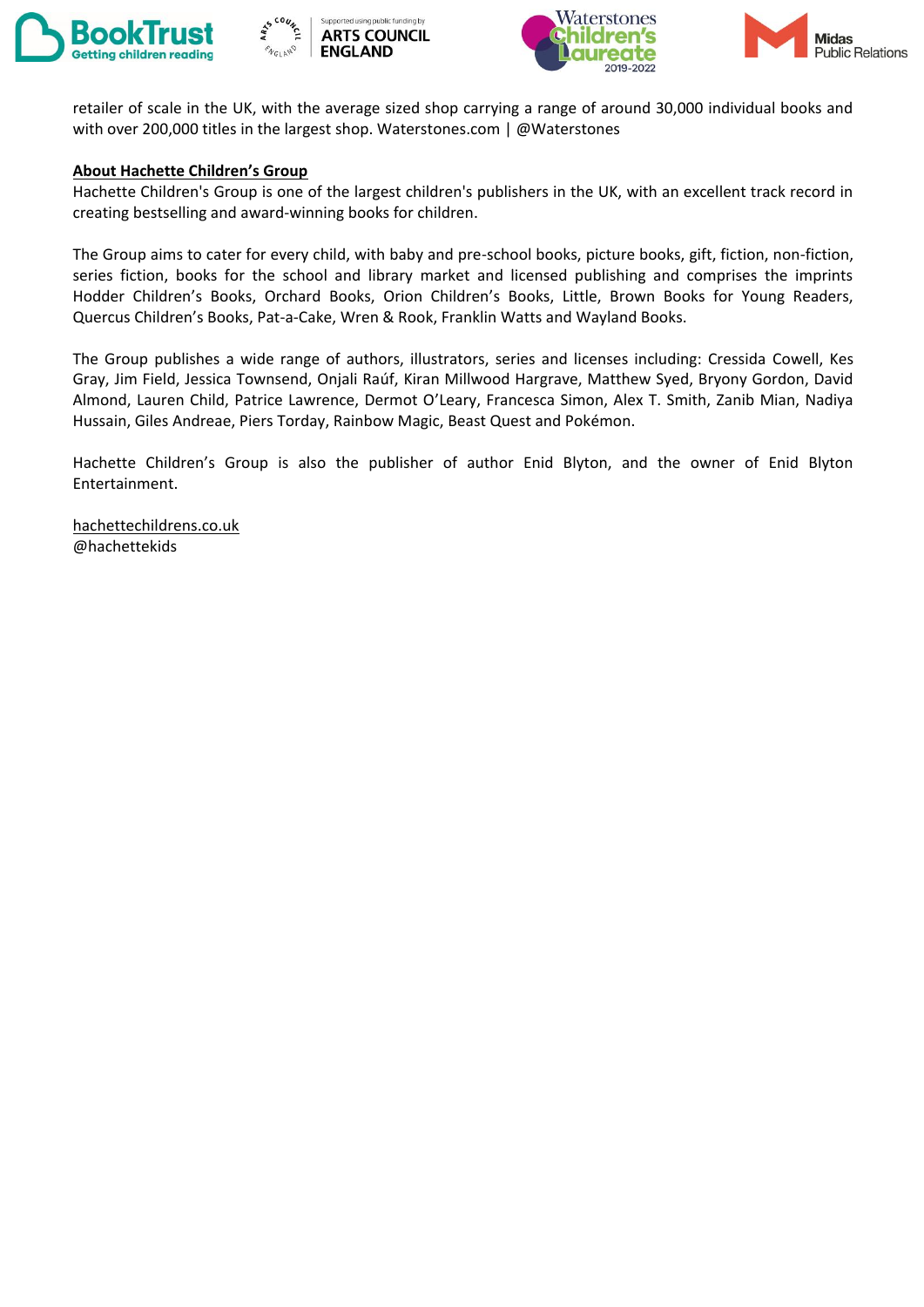retailer of scale in the UK, with the average sized shop carrying a range of around 30,000 individual books and with over 200,000 titles in the largest shop. Waterstones.com | @Waterstones

**About Hachette Children's Group**

Hachette Children's Group is one of the largest children's publishers in the UK, with an excellent track record in creating bestselling and award-winning books for children.

The Group aims to cater for every child, with baby and pre-school books, picture books, gift, fiction, non-fiction, series fiction, books for the school and library market and licensed publishing and comprises the imprints Hodder Children's Books, Orchard Books, Orion Children's Books, Little, Brown Books for Young Readers, Quercus Children's Books, Pat-a-Cake, Wren & Rook, Franklin Watts and Wayland Books.

The Group publishes a wide range of authors, illustrators, series and licenses including: Cressida Cowell, Kes Gray, Jim Field, Jessica Townsend, Onjali Raúf, Kiran Millwood Hargrave, Matthew Syed, Bryony Gordon, David Almond, Lauren Child, Patrice Lawrence, Dermot O'Leary, Francesca Simon, Alex T. Smith, Zanib Mian, Nadiya Hussain, Giles Andreae, Piers Torday, Rainbow Magic, Beast Quest and Pokémon.

Hachette Children's Group is also the publisher of author Enid Blyton, and the owner of Enid Blyton Entertainment.

hachettechildrens.co.uk
@hachettekids